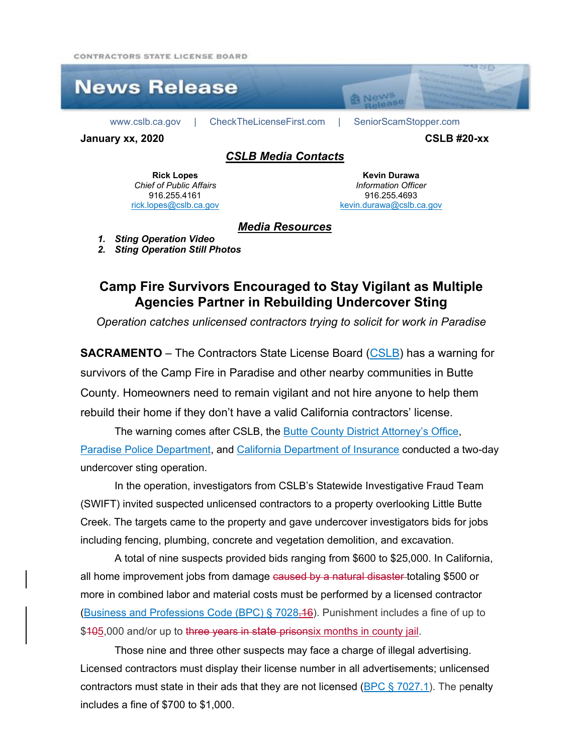CONTRACTORS STATE LICENSE BOARD

# News Release

www.cslb.ca.gov | CheckTheLicenseFirst.com | SeniorScamStopper.com

**January xx, 2020** **CSLB #20-xx**

## ***CSLB Media Contacts***

**Rick Lopes**
*Chief of Public Affairs*
916.255.4161
rick.lopes@cslb.ca.gov

**Kevin Durawa**
*Information Officer*
916.255.4693
kevin.durawa@cslb.ca.gov

## ***Media Resources***

1. ***Sting Operation Video***
2. ***Sting Operation Still Photos***

# Camp Fire Survivors Encouraged to Stay Vigilant as Multiple Agencies Partner in Rebuilding Undercover Sting

*Operation catches unlicensed contractors trying to solicit for work in Paradise*

**SACRAMENTO** – The Contractors State License Board (CSLB) has a warning for survivors of the Camp Fire in Paradise and other nearby communities in Butte County. Homeowners need to remain vigilant and not hire anyone to help them rebuild their home if they don't have a valid California contractors' license.

The warning comes after CSLB, the Butte County District Attorney's Office, Paradise Police Department, and California Department of Insurance conducted a two-day undercover sting operation.

In the operation, investigators from CSLB's Statewide Investigative Fraud Team (SWIFT) invited suspected unlicensed contractors to a property overlooking Little Butte Creek. The targets came to the property and gave undercover investigators bids for jobs including fencing, plumbing, concrete and vegetation demolition, and excavation.

A total of nine suspects provided bids ranging from $600 to $25,000. In California, all home improvement jobs from damage ~~caused by a natural disaster~~ totaling $500 or more in combined labor and material costs must be performed by a licensed contractor (Business and Professions Code (BPC) § 7028~~.16~~). Punishment includes a fine of up to $~~10~~5,000 and/or up to ~~three years in state prison~~six months in county jail.

Those nine and three other suspects may face a charge of illegal advertising. Licensed contractors must display their license number in all advertisements; unlicensed contractors must state in their ads that they are not licensed (BPC § 7027.1). The penalty includes a fine of $700 to $1,000.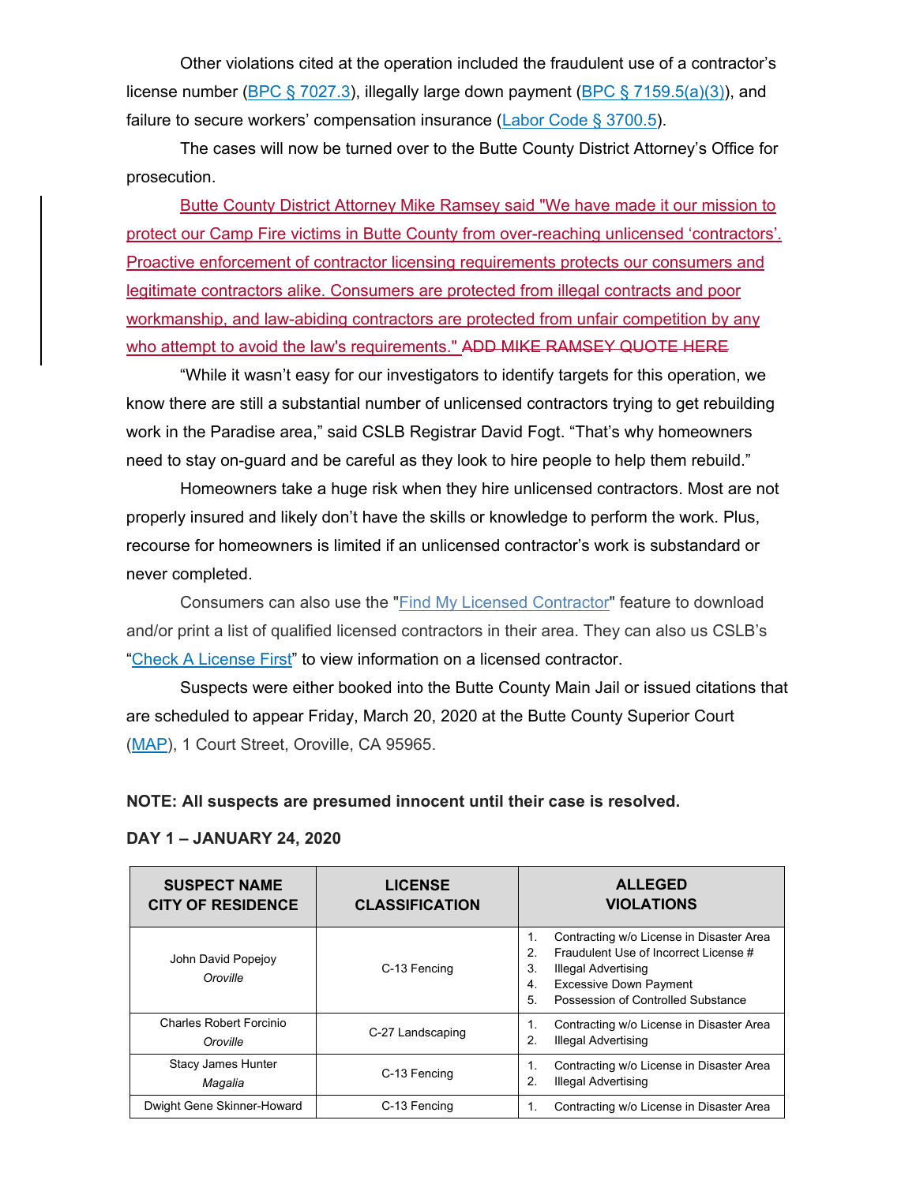Other violations cited at the operation included the fraudulent use of a contractor's license number (BPC § 7027.3), illegally large down payment (BPC § 7159.5(a)(3)), and failure to secure workers' compensation insurance (Labor Code § 3700.5).

The cases will now be turned over to the Butte County District Attorney's Office for prosecution.

Butte County District Attorney Mike Ramsey said "We have made it our mission to protect our Camp Fire victims in Butte County from over-reaching unlicensed 'contractors'. Proactive enforcement of contractor licensing requirements protects our consumers and legitimate contractors alike. Consumers are protected from illegal contracts and poor workmanship, and law-abiding contractors are protected from unfair competition by any who attempt to avoid the law's requirements." ~~ADD MIKE RAMSEY QUOTE HERE~~

"While it wasn't easy for our investigators to identify targets for this operation, we know there are still a substantial number of unlicensed contractors trying to get rebuilding work in the Paradise area," said CSLB Registrar David Fogt. "That's why homeowners need to stay on-guard and be careful as they look to hire people to help them rebuild."

Homeowners take a huge risk when they hire unlicensed contractors. Most are not properly insured and likely don't have the skills or knowledge to perform the work. Plus, recourse for homeowners is limited if an unlicensed contractor's work is substandard or never completed.

Consumers can also use the "Find My Licensed Contractor" feature to download and/or print a list of qualified licensed contractors in their area. They can also us CSLB's "Check A License First" to view information on a licensed contractor.

Suspects were either booked into the Butte County Main Jail or issued citations that are scheduled to appear Friday, March 20, 2020 at the Butte County Superior Court (MAP), 1 Court Street, Oroville, CA 95965.

**NOTE: All suspects are presumed innocent until their case is resolved.**

**DAY 1 – JANUARY 24, 2020**

| SUSPECT NAME<br>CITY OF RESIDENCE | LICENSE CLASSIFICATION | ALLEGED VIOLATIONS |
|---|---|---|
| John David Popejoy<br>*Oroville* | C-13 Fencing | 1. Contracting w/o License in Disaster Area<br>2. Fraudulent Use of Incorrect License #<br>3. Illegal Advertising<br>4. Excessive Down Payment<br>5. Possession of Controlled Substance |
| Charles Robert Forcinio<br>*Oroville* | C-27 Landscaping | 1. Contracting w/o License in Disaster Area<br>2. Illegal Advertising |
| Stacy James Hunter<br>*Magalia* | C-13 Fencing | 1. Contracting w/o License in Disaster Area<br>2. Illegal Advertising |
| Dwight Gene Skinner-Howard | C-13 Fencing | 1. Contracting w/o License in Disaster Area |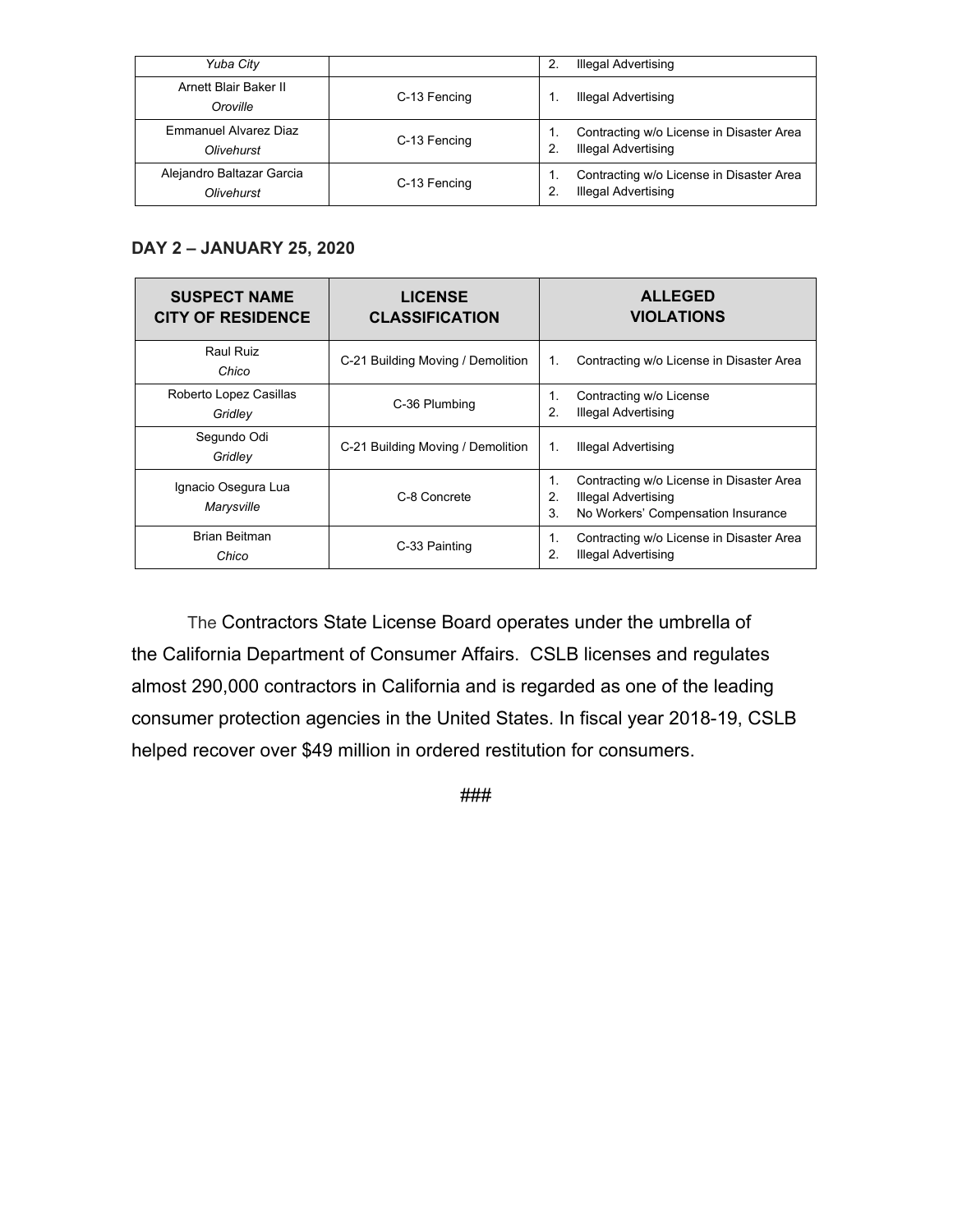| | | |
|---|---|---|
| *Yuba City* | | 2. Illegal Advertising |
| Arnett Blair Baker II<br>*Oroville* | C-13 Fencing | 1. Illegal Advertising |
| Emmanuel Alvarez Diaz<br>*Olivehurst* | C-13 Fencing | 1. Contracting w/o License in Disaster Area<br>2. Illegal Advertising |
| Alejandro Baltazar Garcia<br>*Olivehurst* | C-13 Fencing | 1. Contracting w/o License in Disaster Area<br>2. Illegal Advertising |

**DAY 2 – JANUARY 25, 2020**

| SUSPECT NAME<br>CITY OF RESIDENCE | LICENSE<br>CLASSIFICATION | ALLEGED<br>VIOLATIONS |
|---|---|---|
| Raul Ruiz<br>*Chico* | C-21 Building Moving / Demolition | 1. Contracting w/o License in Disaster Area |
| Roberto Lopez Casillas<br>*Gridley* | C-36 Plumbing | 1. Contracting w/o License<br>2. Illegal Advertising |
| Segundo Odi<br>*Gridley* | C-21 Building Moving / Demolition | 1. Illegal Advertising |
| Ignacio Osegura Lua<br>*Marysville* | C-8 Concrete | 1. Contracting w/o License in Disaster Area<br>2. Illegal Advertising<br>3. No Workers' Compensation Insurance |
| Brian Beitman<br>*Chico* | C-33 Painting | 1. Contracting w/o License in Disaster Area<br>2. Illegal Advertising |

The Contractors State License Board operates under the umbrella of the California Department of Consumer Affairs. CSLB licenses and regulates almost 290,000 contractors in California and is regarded as one of the leading consumer protection agencies in the United States. In fiscal year 2018-19, CSLB helped recover over $49 million in ordered restitution for consumers.

###